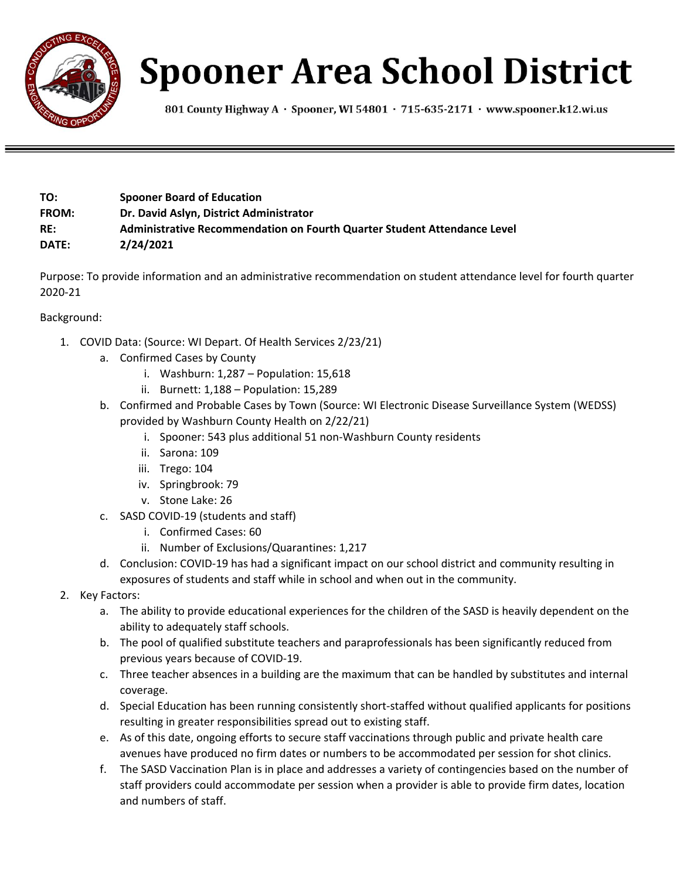# Spooner Area School District

801 County Highway A · Spooner, WI 54801 · 715-635-2171 · www.spooner.k12.wi.us

---

**TO:** **Spooner Board of Education**
**FROM:** **Dr. David Aslyn, District Administrator**
**RE:** **Administrative Recommendation on Fourth Quarter Student Attendance Level**
**DATE:** **2/24/2021**

Purpose: To provide information and an administrative recommendation on student attendance level for fourth quarter 2020-21

Background:

1. COVID Data: (Source: WI Depart. Of Health Services 2/23/21)
   a. Confirmed Cases by County
      i. Washburn: 1,287 – Population: 15,618
      ii. Burnett: 1,188 – Population: 15,289
   b. Confirmed and Probable Cases by Town (Source: WI Electronic Disease Surveillance System (WEDSS) provided by Washburn County Health on 2/22/21)
      i. Spooner: 543 plus additional 51 non-Washburn County residents
      ii. Sarona: 109
      iii. Trego: 104
      iv. Springbrook: 79
      v. Stone Lake: 26
   c. SASD COVID-19 (students and staff)
      i. Confirmed Cases: 60
      ii. Number of Exclusions/Quarantines: 1,217
   d. Conclusion: COVID-19 has had a significant impact on our school district and community resulting in exposures of students and staff while in school and when out in the community.
2. Key Factors:
   a. The ability to provide educational experiences for the children of the SASD is heavily dependent on the ability to adequately staff schools.
   b. The pool of qualified substitute teachers and paraprofessionals has been significantly reduced from previous years because of COVID-19.
   c. Three teacher absences in a building are the maximum that can be handled by substitutes and internal coverage.
   d. Special Education has been running consistently short-staffed without qualified applicants for positions resulting in greater responsibilities spread out to existing staff.
   e. As of this date, ongoing efforts to secure staff vaccinations through public and private health care avenues have produced no firm dates or numbers to be accommodated per session for shot clinics.
   f. The SASD Vaccination Plan is in place and addresses a variety of contingencies based on the number of staff providers could accommodate per session when a provider is able to provide firm dates, location and numbers of staff.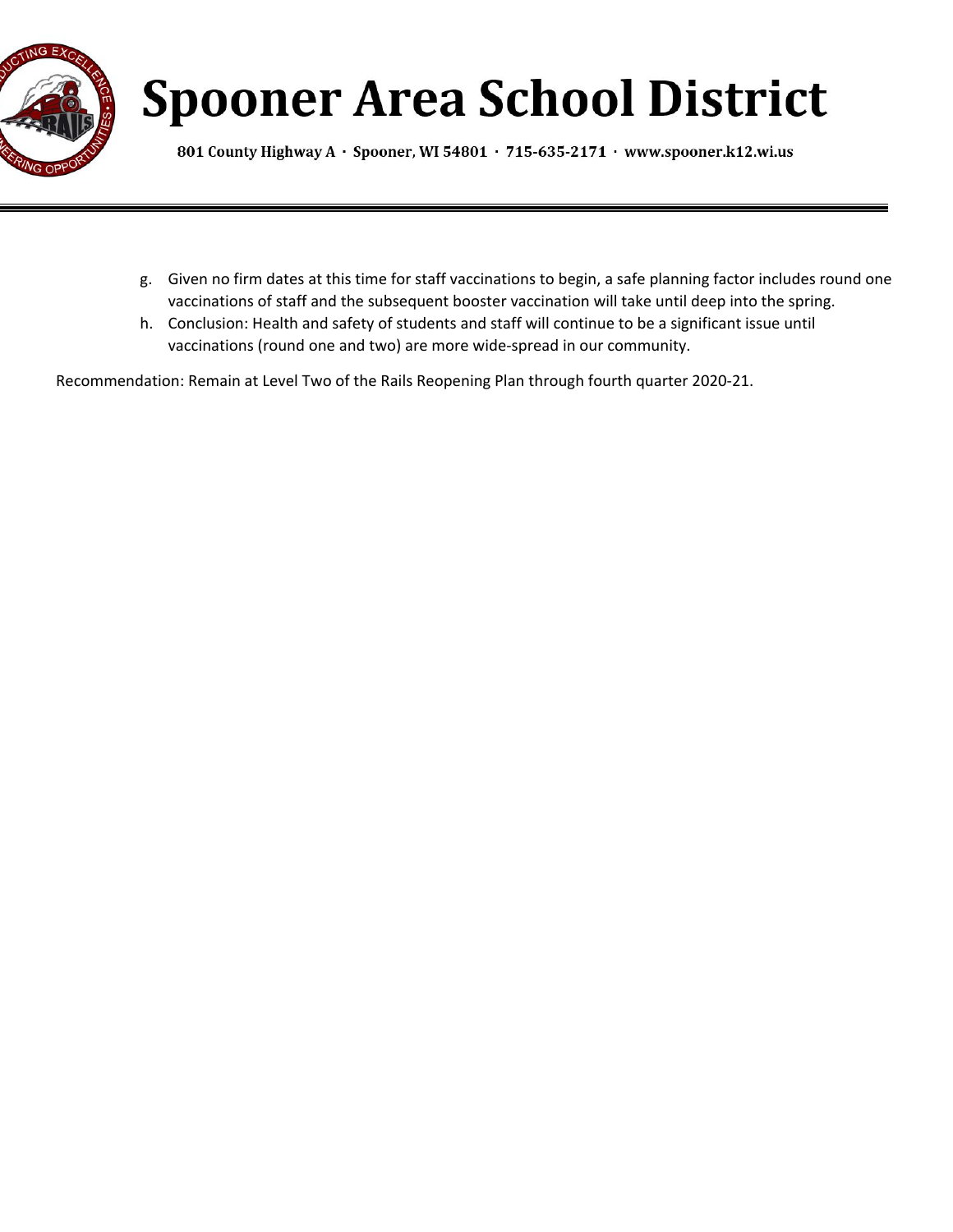g. Given no firm dates at this time for staff vaccinations to begin, a safe planning factor includes round one vaccinations of staff and the subsequent booster vaccination will take until deep into the spring.
h. Conclusion: Health and safety of students and staff will continue to be a significant issue until vaccinations (round one and two) are more wide-spread in our community.

Recommendation: Remain at Level Two of the Rails Reopening Plan through fourth quarter 2020-21.